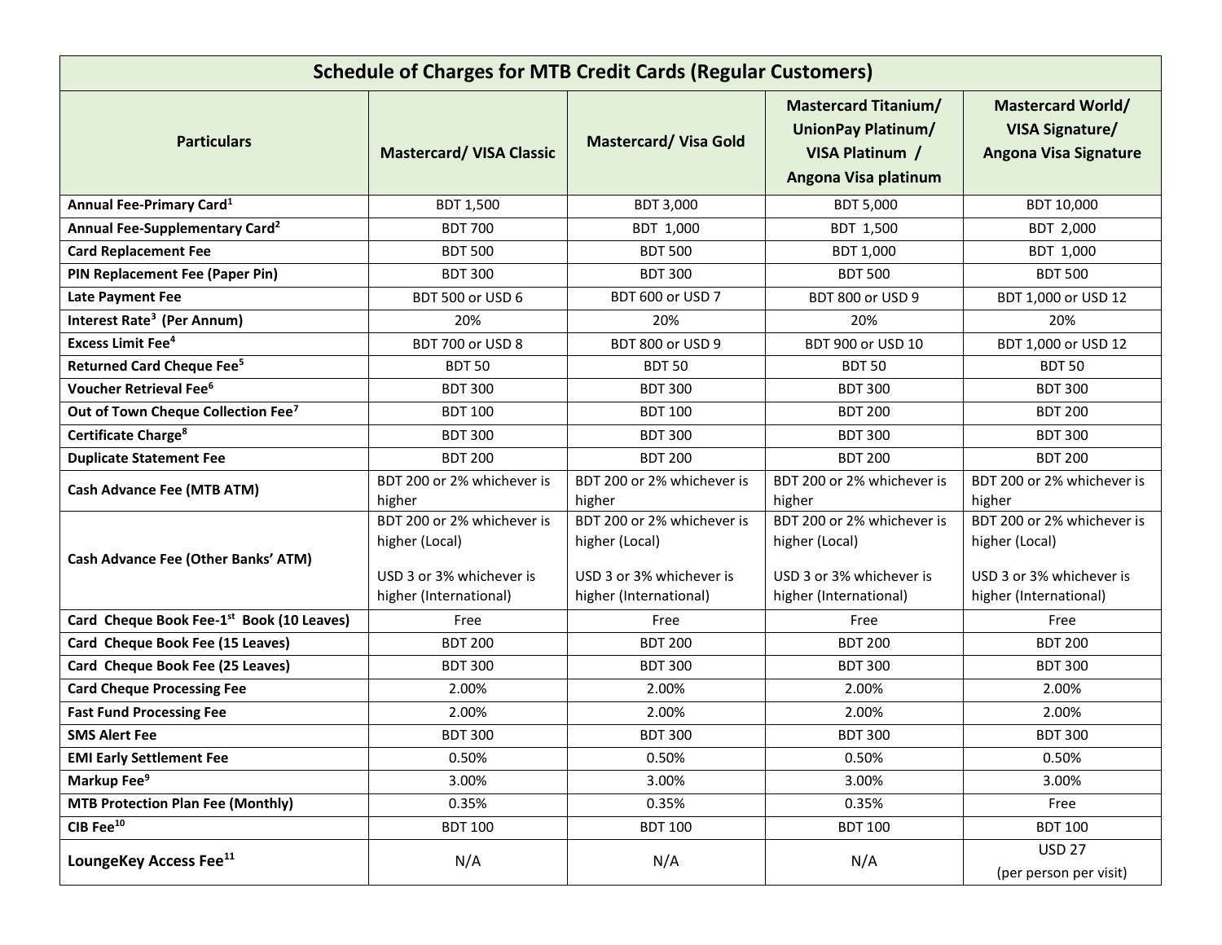| Schedule of Charges for MTB Credit Cards (Regular Customers) | | | | |
|---|---|---|---|---|
| **Particulars** | **Mastercard/ VISA Classic** | **Mastercard/ Visa Gold** | **Mastercard Titanium/ UnionPay Platinum/ VISA Platinum / Angona Visa platinum** | **Mastercard World/ VISA Signature/ Angona Visa Signature** |
| **Annual Fee-Primary Card[1]** | BDT 1,500 | BDT 3,000 | BDT 5,000 | BDT 10,000 |
| **Annual Fee-Supplementary Card[2]** | BDT 700 | BDT 1,000 | BDT 1,500 | BDT 2,000 |
| **Card Replacement Fee** | BDT 500 | BDT 500 | BDT 1,000 | BDT 1,000 |
| **PIN Replacement Fee (Paper Pin)** | BDT 300 | BDT 300 | BDT 500 | BDT 500 |
| **Late Payment Fee** | BDT 500 or USD 6 | BDT 600 or USD 7 | BDT 800 or USD 9 | BDT 1,000 or USD 12 |
| **Interest Rate[3] (Per Annum)** | 20% | 20% | 20% | 20% |
| **Excess Limit Fee[4]** | BDT 700 or USD 8 | BDT 800 or USD 9 | BDT 900 or USD 10 | BDT 1,000 or USD 12 |
| **Returned Card Cheque Fee[5]** | BDT 50 | BDT 50 | BDT 50 | BDT 50 |
| **Voucher Retrieval Fee[6]** | BDT 300 | BDT 300 | BDT 300 | BDT 300 |
| **Out of Town Cheque Collection Fee[7]** | BDT 100 | BDT 100 | BDT 200 | BDT 200 |
| **Certificate Charge[8]** | BDT 300 | BDT 300 | BDT 300 | BDT 300 |
| **Duplicate Statement Fee** | BDT 200 | BDT 200 | BDT 200 | BDT 200 |
| **Cash Advance Fee (MTB ATM)** | BDT 200 or 2% whichever is higher | BDT 200 or 2% whichever is higher | BDT 200 or 2% whichever is higher | BDT 200 or 2% whichever is higher |
| **Cash Advance Fee (Other Banks' ATM)** | BDT 200 or 2% whichever is higher (Local)<br><br>USD 3 or 3% whichever is higher (International) | BDT 200 or 2% whichever is higher (Local)<br><br>USD 3 or 3% whichever is higher (International) | BDT 200 or 2% whichever is higher (Local)<br><br>USD 3 or 3% whichever is higher (International) | BDT 200 or 2% whichever is higher (Local)<br><br>USD 3 or 3% whichever is higher (International) |
| **Card Cheque Book Fee-1st Book (10 Leaves)** | Free | Free | Free | Free |
| **Card Cheque Book Fee (15 Leaves)** | BDT 200 | BDT 200 | BDT 200 | BDT 200 |
| **Card Cheque Book Fee (25 Leaves)** | BDT 300 | BDT 300 | BDT 300 | BDT 300 |
| **Card Cheque Processing Fee** | 2.00% | 2.00% | 2.00% | 2.00% |
| **Fast Fund Processing Fee** | 2.00% | 2.00% | 2.00% | 2.00% |
| **SMS Alert Fee** | BDT 300 | BDT 300 | BDT 300 | BDT 300 |
| **EMI Early Settlement Fee** | 0.50% | 0.50% | 0.50% | 0.50% |
| **Markup Fee[9]** | 3.00% | 3.00% | 3.00% | 3.00% |
| **MTB Protection Plan Fee (Monthly)** | 0.35% | 0.35% | 0.35% | Free |
| **CIB Fee[10]** | BDT 100 | BDT 100 | BDT 100 | BDT 100 |
| **LoungeKey Access Fee[11]** | N/A | N/A | N/A | USD 27<br>(per person per visit) |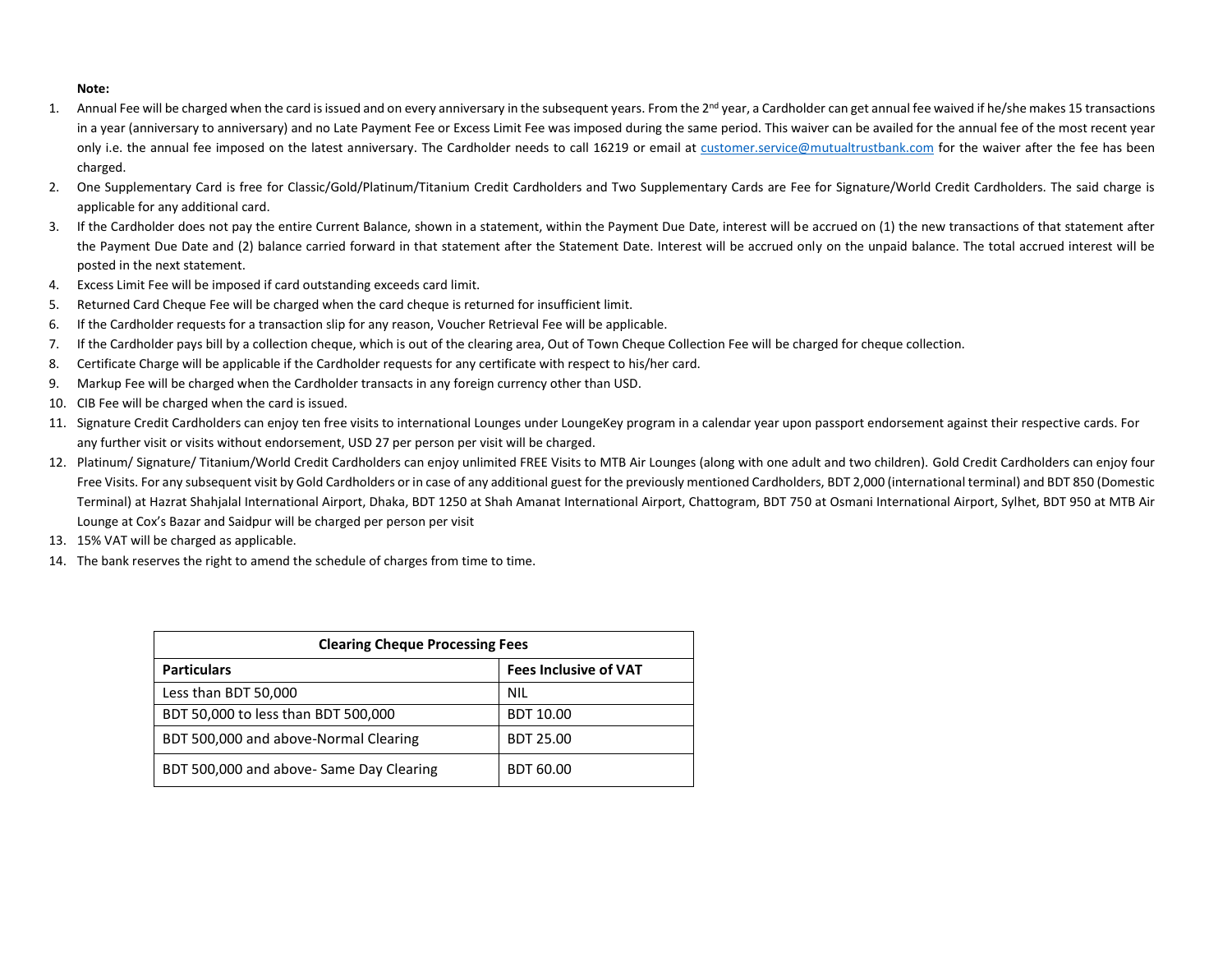**Note:**

1. Annual Fee will be charged when the card is issued and on every anniversary in the subsequent years. From the 2nd year, a Cardholder can get annual fee waived if he/she makes 15 transactions in a year (anniversary to anniversary) and no Late Payment Fee or Excess Limit Fee was imposed during the same period. This waiver can be availed for the annual fee of the most recent year only i.e. the annual fee imposed on the latest anniversary. The Cardholder needs to call 16219 or email at customer.service@mutualtrustbank.com for the waiver after the fee has been charged.
2. One Supplementary Card is free for Classic/Gold/Platinum/Titanium Credit Cardholders and Two Supplementary Cards are Fee for Signature/World Credit Cardholders. The said charge is applicable for any additional card.
3. If the Cardholder does not pay the entire Current Balance, shown in a statement, within the Payment Due Date, interest will be accrued on (1) the new transactions of that statement after the Payment Due Date and (2) balance carried forward in that statement after the Statement Date. Interest will be accrued only on the unpaid balance. The total accrued interest will be posted in the next statement.
4. Excess Limit Fee will be imposed if card outstanding exceeds card limit.
5. Returned Card Cheque Fee will be charged when the card cheque is returned for insufficient limit.
6. If the Cardholder requests for a transaction slip for any reason, Voucher Retrieval Fee will be applicable.
7. If the Cardholder pays bill by a collection cheque, which is out of the clearing area, Out of Town Cheque Collection Fee will be charged for cheque collection.
8. Certificate Charge will be applicable if the Cardholder requests for any certificate with respect to his/her card.
9. Markup Fee will be charged when the Cardholder transacts in any foreign currency other than USD.
10. CIB Fee will be charged when the card is issued.
11. Signature Credit Cardholders can enjoy ten free visits to international Lounges under LoungeKey program in a calendar year upon passport endorsement against their respective cards. For any further visit or visits without endorsement, USD 27 per person per visit will be charged.
12. Platinum/ Signature/ Titanium/World Credit Cardholders can enjoy unlimited FREE Visits to MTB Air Lounges (along with one adult and two children). Gold Credit Cardholders can enjoy four Free Visits. For any subsequent visit by Gold Cardholders or in case of any additional guest for the previously mentioned Cardholders, BDT 2,000 (international terminal) and BDT 850 (Domestic Terminal) at Hazrat Shahjalal International Airport, Dhaka, BDT 1250 at Shah Amanat International Airport, Chattogram, BDT 750 at Osmani International Airport, Sylhet, BDT 950 at MTB Air Lounge at Cox's Bazar and Saidpur will be charged per person per visit
13. 15% VAT will be charged as applicable.
14. The bank reserves the right to amend the schedule of charges from time to time.

| Clearing Cheque Processing Fees | |
|---|---|
| **Particulars** | **Fees Inclusive of VAT** |
| Less than BDT 50,000 | NIL |
| BDT 50,000 to less than BDT 500,000 | BDT 10.00 |
| BDT 500,000 and above-Normal Clearing | BDT 25.00 |
| BDT 500,000 and above- Same Day Clearing | BDT 60.00 |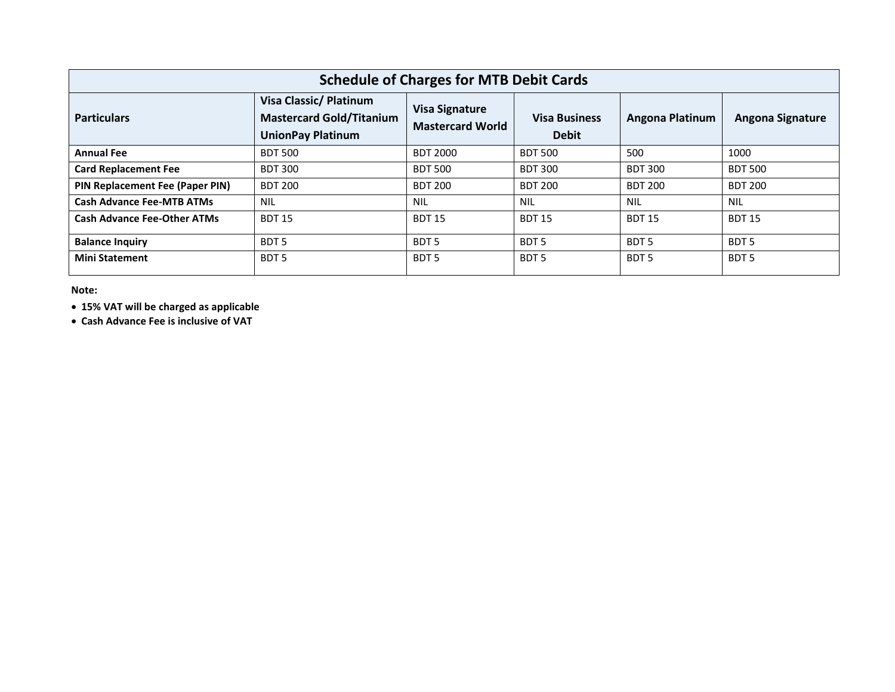## Schedule of Charges for MTB Debit Cards

| Particulars | Visa Classic/ Platinum Mastercard Gold/Titanium UnionPay Platinum | Visa Signature Mastercard World | Visa Business Debit | Angona Platinum | Angona Signature |
|---|---|---|---|---|---|
| **Annual Fee** | BDT 500 | BDT 2000 | BDT 500 | 500 | 1000 |
| **Card Replacement Fee** | BDT 300 | BDT 500 | BDT 300 | BDT 300 | BDT 500 |
| **PIN Replacement Fee (Paper PIN)** | BDT 200 | BDT 200 | BDT 200 | BDT 200 | BDT 200 |
| **Cash Advance Fee-MTB ATMs** | NIL | NIL | NIL | NIL | NIL |
| **Cash Advance Fee-Other ATMs** | BDT 15 | BDT 15 | BDT 15 | BDT 15 | BDT 15 |
| **Balance Inquiry** | BDT 5 | BDT 5 | BDT 5 | BDT 5 | BDT 5 |
| **Mini Statement** | BDT 5 | BDT 5 | BDT 5 | BDT 5 | BDT 5 |

**Note:**

- **15% VAT will be charged as applicable**
- **Cash Advance Fee is inclusive of VAT**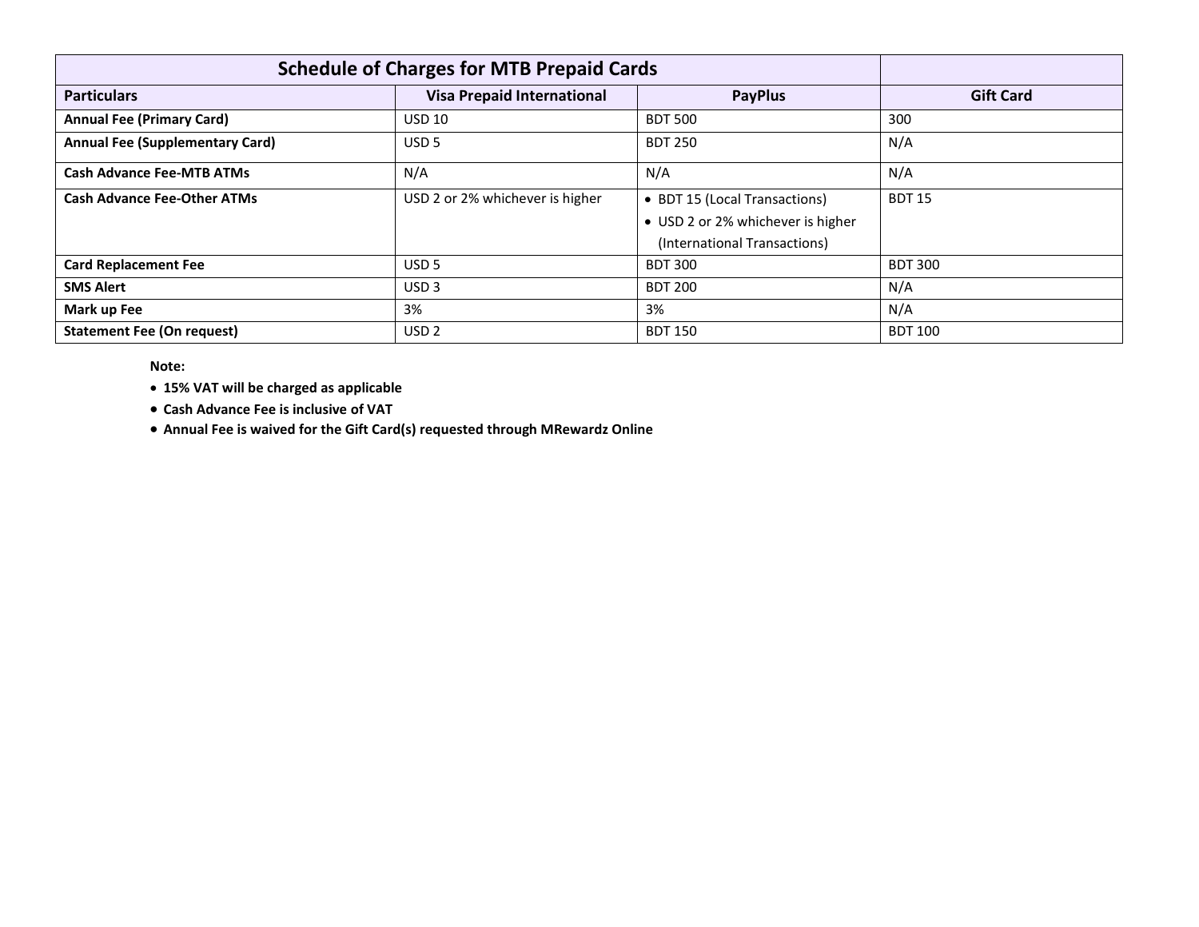| Schedule of Charges for MTB Prepaid Cards | | | |
|---|---|---|---|
| **Particulars** | **Visa Prepaid International** | **PayPlus** | **Gift Card** |
| **Annual Fee (Primary Card)** | USD 10 | BDT 500 | 300 |
| **Annual Fee (Supplementary Card)** | USD 5 | BDT 250 | N/A |
| **Cash Advance Fee-MTB ATMs** | N/A | N/A | N/A |
| **Cash Advance Fee-Other ATMs** | USD 2 or 2% whichever is higher | • BDT 15 (Local Transactions)<br>• USD 2 or 2% whichever is higher (International Transactions) | BDT 15 |
| **Card Replacement Fee** | USD 5 | BDT 300 | BDT 300 |
| **SMS Alert** | USD 3 | BDT 200 | N/A |
| **Mark up Fee** | 3% | 3% | N/A |
| **Statement Fee (On request)** | USD 2 | BDT 150 | BDT 100 |

**Note:**

- **15% VAT will be charged as applicable**
- **Cash Advance Fee is inclusive of VAT**
- **Annual Fee is waived for the Gift Card(s) requested through MRewardz Online**